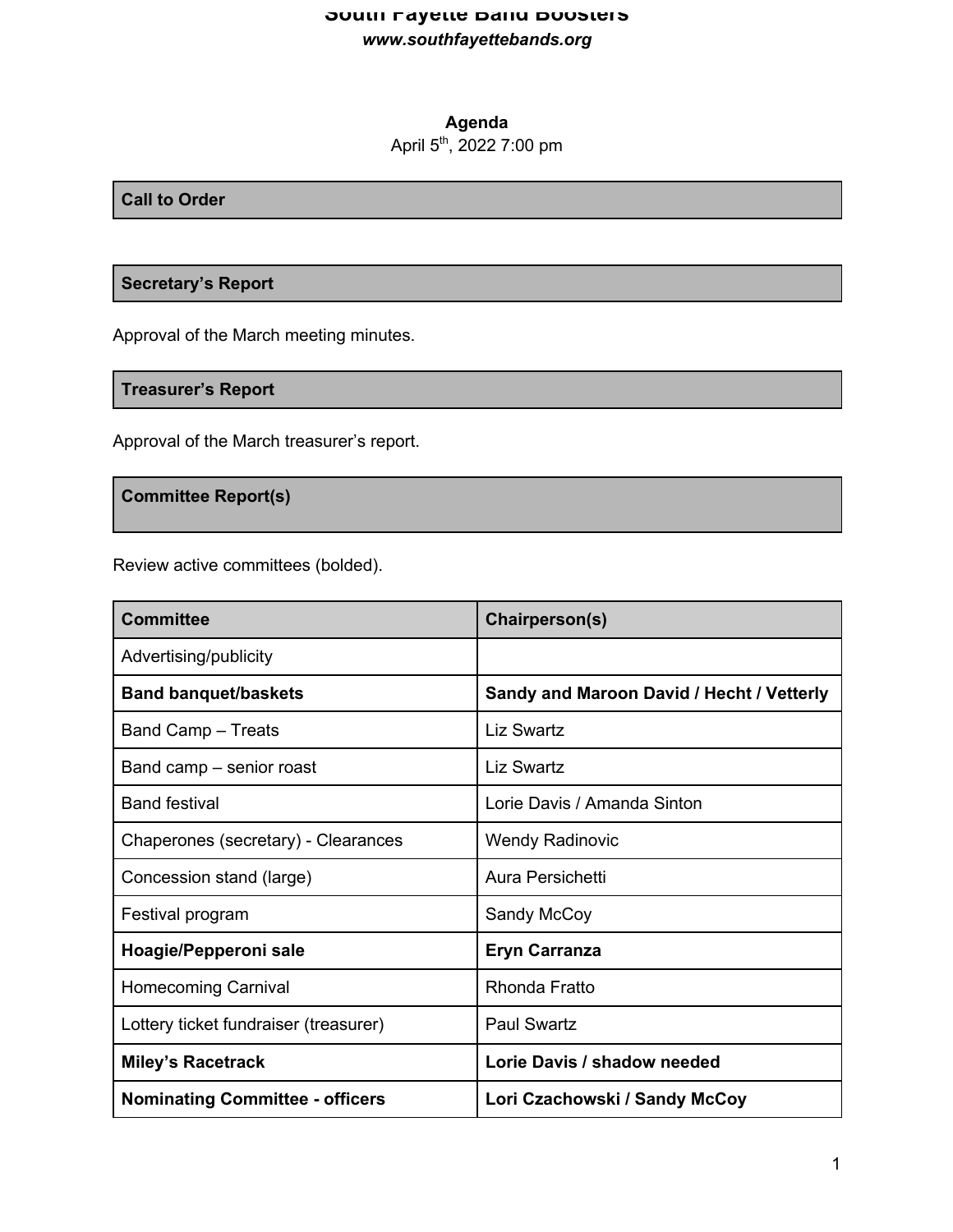# South Fayette Band Boosters

***www.southfayettebands.org***

**Agenda**

April 5th, 2022 7:00 pm

## Call to Order

## Secretary's Report

Approval of the March meeting minutes.

## Treasurer's Report

Approval of the March treasurer's report.

## Committee Report(s)

Review active committees (bolded).

| Committee | Chairperson(s) |
|---|---|
| Advertising/publicity | |
| **Band banquet/baskets** | **Sandy and Maroon David / Hecht / Vetterly** |
| Band Camp – Treats | Liz Swartz |
| Band camp – senior roast | Liz Swartz |
| Band festival | Lorie Davis / Amanda Sinton |
| Chaperones (secretary) - Clearances | Wendy Radinovic |
| Concession stand (large) | Aura Persichetti |
| Festival program | Sandy McCoy |
| **Hoagie/Pepperoni sale** | **Eryn Carranza** |
| Homecoming Carnival | Rhonda Fratto |
| Lottery ticket fundraiser (treasurer) | Paul Swartz |
| **Miley's Racetrack** | **Lorie Davis / shadow needed** |
| **Nominating Committee - officers** | **Lori Czachowski / Sandy McCoy** |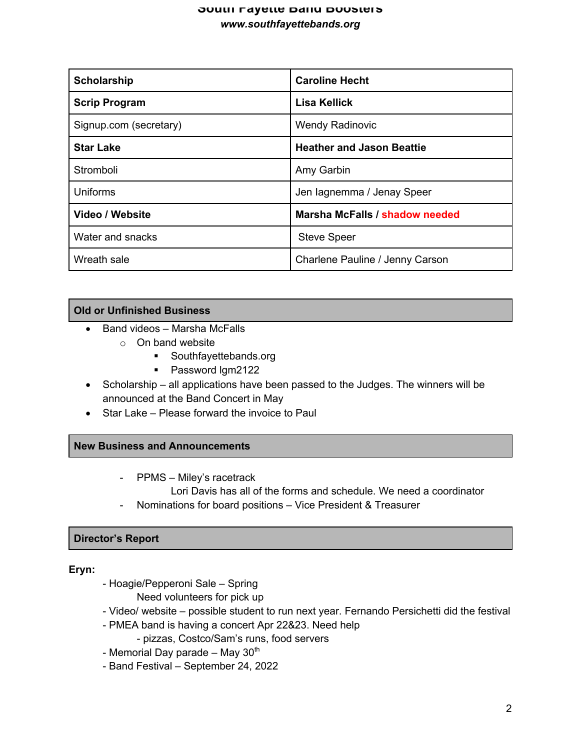| | |
|---|---|
| **Scholarship** | **Caroline Hecht** |
| **Scrip Program** | **Lisa Kellick** |
| Signup.com (secretary) | Wendy Radinovic |
| **Star Lake** | **Heather and Jason Beattie** |
| Stromboli | Amy Garbin |
| Uniforms | Jen Iagnemma / Jenay Speer |
| **Video / Website** | **Marsha McFalls / shadow needed** |
| Water and snacks | Steve Speer |
| Wreath sale | Charlene Pauline / Jenny Carson |

## Old or Unfinished Business

- Band videos – Marsha McFalls
  - On band website
    - Southfayettebands.org
    - Password lgm2122
- Scholarship – all applications have been passed to the Judges. The winners will be announced at the Band Concert in May
- Star Lake – Please forward the invoice to Paul

## New Business and Announcements

- PPMS – Miley's racetrack
  Lori Davis has all of the forms and schedule. We need a coordinator
- Nominations for board positions – Vice President & Treasurer

## Director's Report

**Eryn:**

- Hoagie/Pepperoni Sale – Spring
  Need volunteers for pick up
- Video/ website – possible student to run next year. Fernando Persichetti did the festival
- PMEA band is having a concert Apr 22&23. Need help
  - pizzas, Costco/Sam's runs, food servers
- Memorial Day parade – May 30th
- Band Festival – September 24, 2022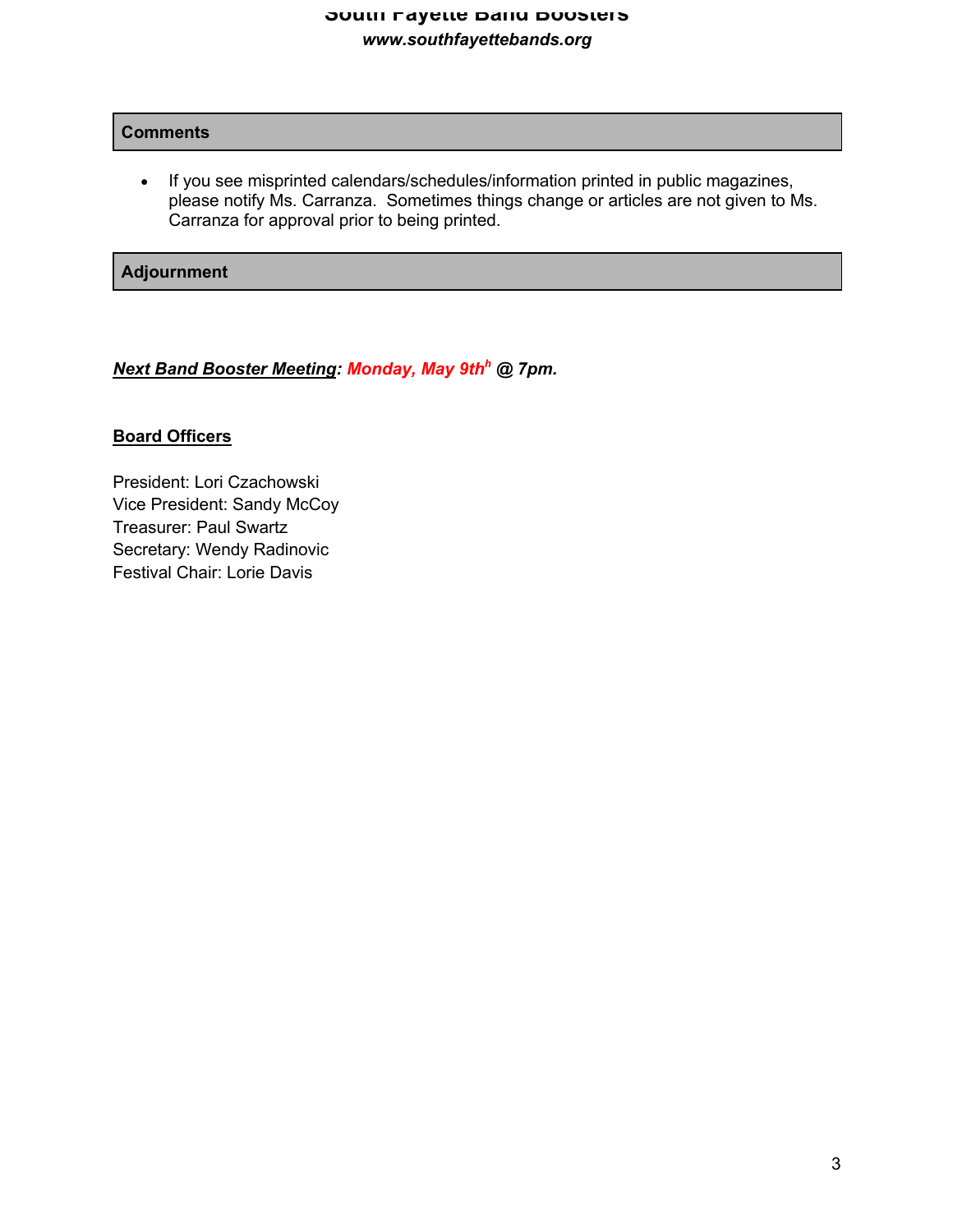## Comments

- If you see misprinted calendars/schedules/information printed in public magazines, please notify Ms. Carranza. Sometimes things change or articles are not given to Ms. Carranza for approval prior to being printed.

## Adjournment

***Next Band Booster Meeting*****: *Monday, May 9th[h] @ 7pm.***

**Board Officers**

President: Lori Czachowski
Vice President: Sandy McCoy
Treasurer: Paul Swartz
Secretary: Wendy Radinovic
Festival Chair: Lorie Davis